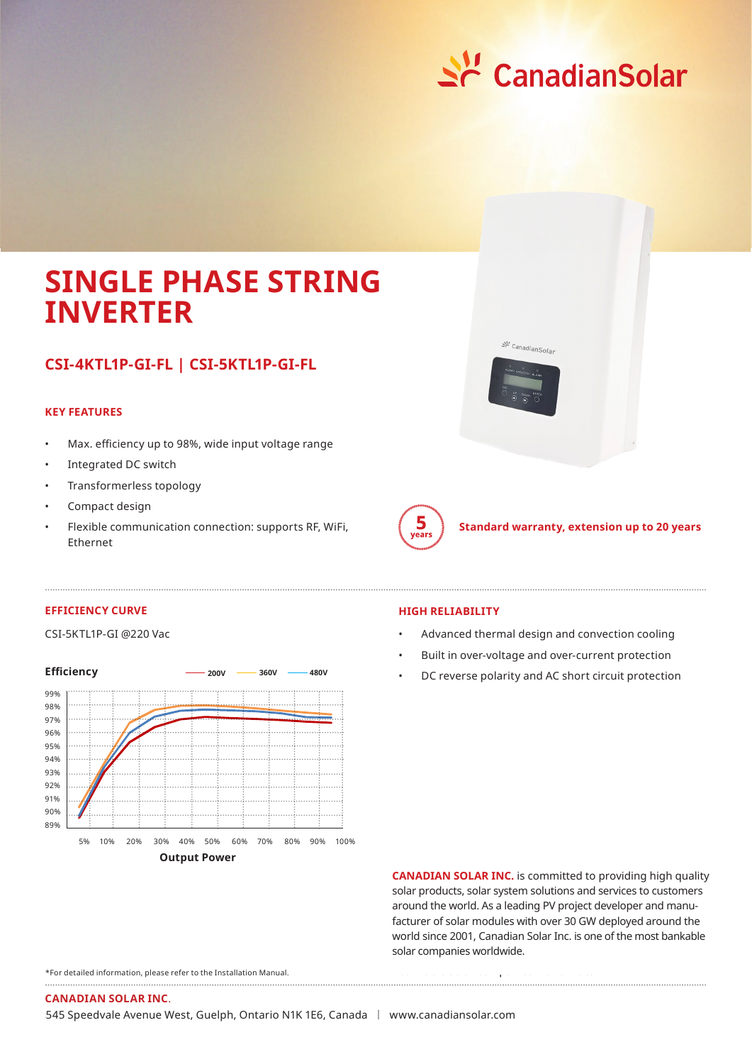CanadianSolar

# SINGLE PHASE STRING INVERTER

## CSI-4KTL1P-GI-FL | CSI-5KTL1P-GI-FL

### KEY FEATURES

- Max. efficiency up to 98%, wide input voltage range
- Integrated DC switch
- Transformerless topology
- Compact design
- Flexible communication connection: supports RF, WiFi, Ethernet

5 years **Standard warranty, extension up to 20 years**

### EFFICIENCY CURVE

CSI-5KTL1P-GI @220 Vac

**Efficiency** — 200V — 360V — 480V

99%
98%
97%
96%
95%
94%
93%
92%
91%
90%
89%

5% 10% 20% 30% 40% 50% 60% 70% 80% 90% 100%

**Output Power**

### HIGH RELIABILITY

- Advanced thermal design and convection cooling
- Built in over-voltage and over-current protection
- DC reverse polarity and AC short circuit protection

**CANADIAN SOLAR INC.** is committed to providing high quality solar products, solar system solutions and services to customers around the world. As a leading PV project developer and manufacturer of solar modules with over 30 GW deployed around the world since 2001, Canadian Solar Inc. is one of the most bankable solar companies worldwide.

*For detailed information, please refer to the Installation Manual.

**CANADIAN SOLAR INC.**
545 Speedvale Avenue West, Guelph, Ontario N1K 1E6, Canada | www.canadiansolar.com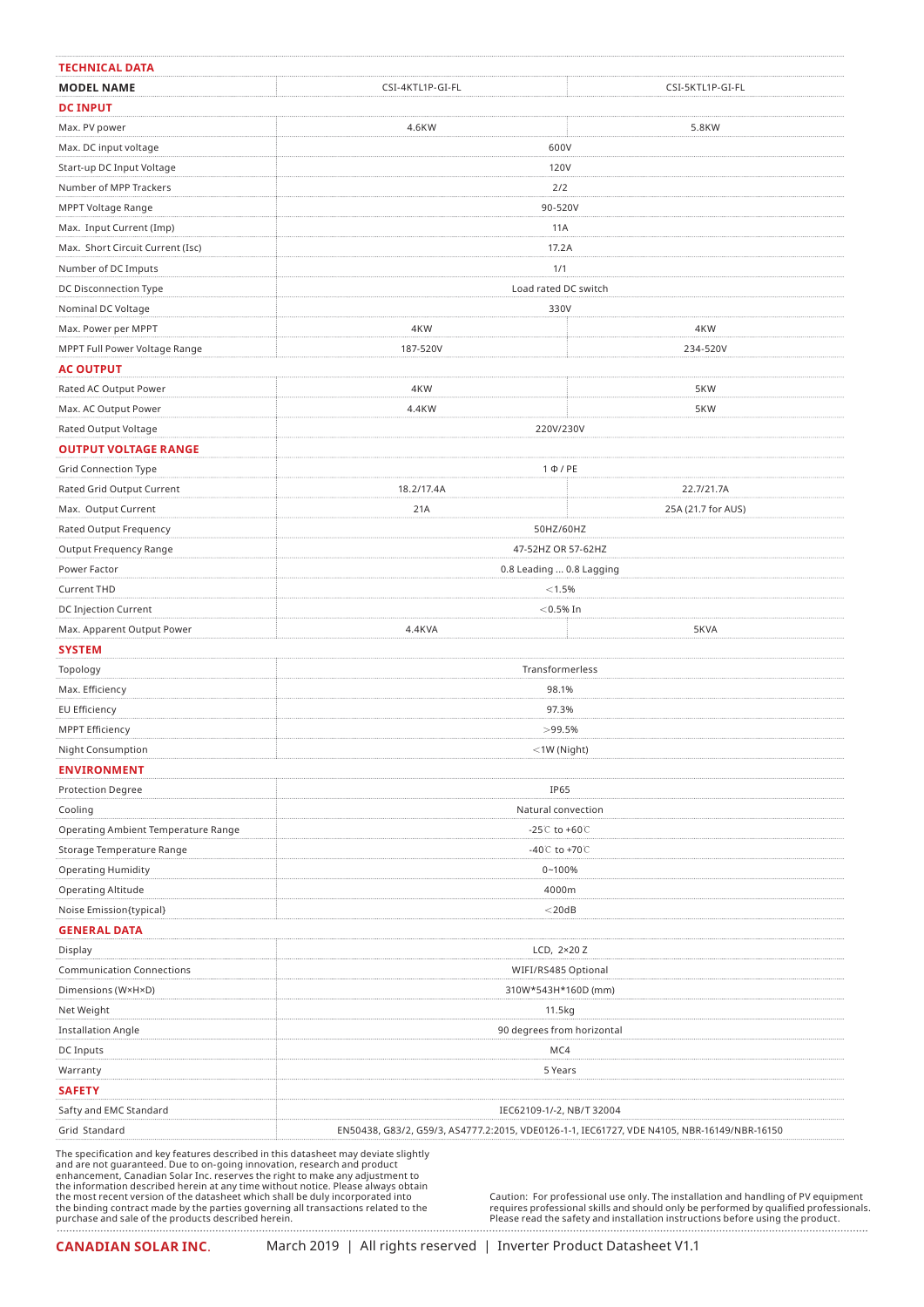| TECHNICAL DATA | | |
|---|---|---|
| **MODEL NAME** | CSI-4KTL1P-GI-FL | CSI-5KTL1P-GI-FL |
| **DC INPUT** | | |
| Max. PV power | 4.6KW | 5.8KW |
| Max. DC input voltage | 600V | |
| Start-up DC Input Voltage | 120V | |
| Number of MPP Trackers | 2/2 | |
| MPPT Voltage Range | 90-520V | |
| Max. Input Current (Imp) | 11A | |
| Max. Short Circuit Current (Isc) | 17.2A | |
| Number of DC Imputs | 1/1 | |
| DC Disconnection Type | Load rated DC switch | |
| Nominal DC Voltage | 330V | |
| Max. Power per MPPT | 4KW | 4KW |
| MPPT Full Power Voltage Range | 187-520V | 234-520V |
| **AC OUTPUT** | | |
| Rated AC Output Power | 4KW | 5KW |
| Max. AC Output Power | 4.4KW | 5KW |
| Rated Output Voltage | 220V/230V | |
| **OUTPUT VOLTAGE RANGE** | | |
| Grid Connection Type | 1 Φ / PE | |
| Rated Grid Output Current | 18.2/17.4A | 22.7/21.7A |
| Max. Output Current | 21A | 25A (21.7 for AUS) |
| Rated Output Frequency | 50HZ/60HZ | |
| Output Frequency Range | 47-52HZ OR 57-62HZ | |
| Power Factor | 0.8 Leading ... 0.8 Lagging | |
| Current THD | <1.5% | |
| DC Injection Current | <0.5% In | |
| Max. Apparent Output Power | 4.4KVA | 5KVA |
| **SYSTEM** | | |
| Topology | Transformerless | |
| Max. Efficiency | 98.1% | |
| EU Efficiency | 97.3% | |
| MPPT Efficiency | >99.5% | |
| Night Consumption | <1W (Night) | |
| **ENVIRONMENT** | | |
| Protection Degree | IP65 | |
| Cooling | Natural convection | |
| Operating Ambient Temperature Range | -25℃ to +60℃ | |
| Storage Temperature Range | -40℃ to +70℃ | |
| Operating Humidity | 0~100% | |
| Operating Altitude | 4000m | |
| Noise Emission(typical) | <20dB | |
| **GENERAL DATA** | | |
| Display | LCD, 2×20 Z | |
| Communication Connections | WIFI/RS485 Optional | |
| Dimensions (W×H×D) | 310W*543H*160D (mm) | |
| Net Weight | 11.5kg | |
| Installation Angle | 90 degrees from horizontal | |
| DC Inputs | MC4 | |
| Warranty | 5 Years | |
| **SAFETY** | | |
| Safty and EMC Standard | IEC62109-1/-2, NB/T 32004 | |
| Grid Standard | EN50438, G83/2, G59/3, AS4777.2:2015, VDE0126-1-1, IEC61727, VDE N4105, NBR-16149/NBR-16150 | |

The specification and key features described in this datasheet may deviate slightly and are not guaranteed. Due to on-going innovation, research and product enhancement, Canadian Solar Inc. reserves the right to make any adjustment to the information described herein at any time without notice. Please always obtain the most recent version of the datasheet which shall be duly incorporated into the binding contract made by the parties governing all transactions related to the purchase and sale of the products described herein.

Caution: For professional use only. The installation and handling of PV equipment requires professional skills and should only be performed by qualified professionals. Please read the safety and installation instructions before using the product.

**CANADIAN SOLAR INC.** March 2019 | All rights reserved | Inverter Product Datasheet V1.1